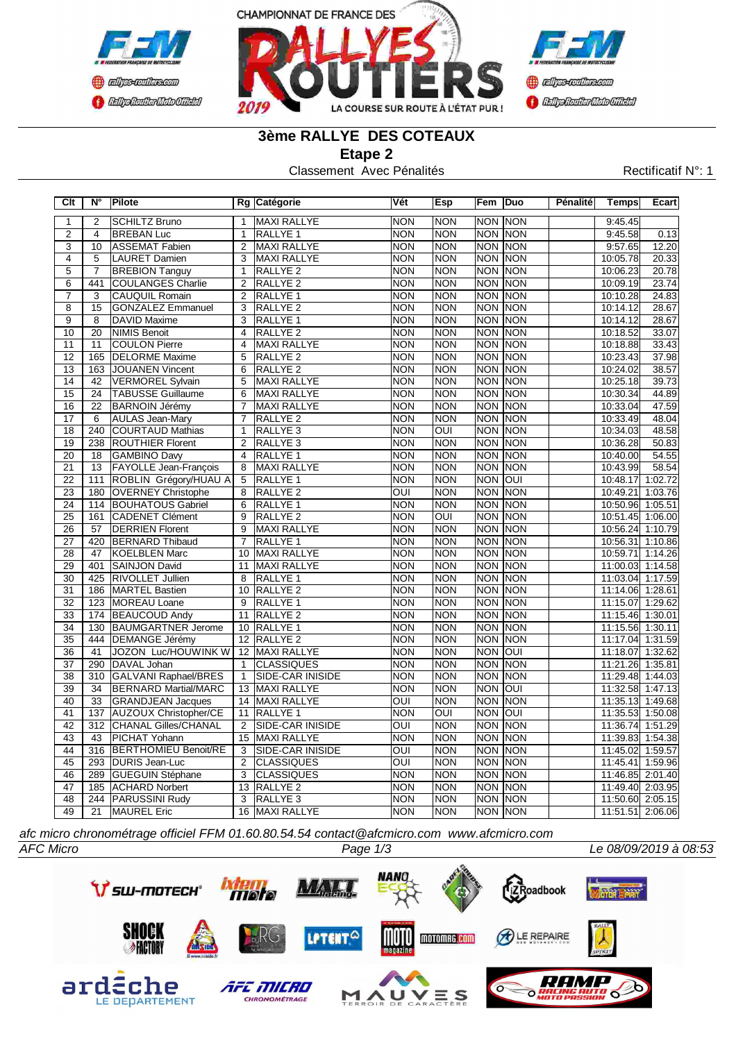# 3ème RALLYE DES COTEAUX

## Etape 2

Classement Avec Pénalités

Rectificatif N°: 1

| Clt | N° | Pilote | Rg | Catégorie | Vét | Esp | Fem | Duo | Pénalité | Temps | Ecart |
|---|---|---|---|---|---|---|---|---|---|---|---|
| 1 | 2 | SCHILTZ Bruno | 1 | MAXI RALLYE | NON | NON | NON | NON | | 9:45.45 | |
| 2 | 4 | BREBAN Luc | 1 | RALLYE 1 | NON | NON | NON | NON | | 9:45.58 | 0.13 |
| 3 | 10 | ASSEMAT Fabien | 2 | MAXI RALLYE | NON | NON | NON | NON | | 9:57.65 | 12.20 |
| 4 | 5 | LAURET Damien | 3 | MAXI RALLYE | NON | NON | NON | NON | | 10:05.78 | 20.33 |
| 5 | 7 | BREBION Tanguy | 1 | RALLYE 2 | NON | NON | NON | NON | | 10:06.23 | 20.78 |
| 6 | 441 | COULANGES Charlie | 2 | RALLYE 2 | NON | NON | NON | NON | | 10:09.19 | 23.74 |
| 7 | 3 | CAUQUIL Romain | 2 | RALLYE 1 | NON | NON | NON | NON | | 10:10.28 | 24.83 |
| 8 | 15 | GONZALEZ Emmanuel | 3 | RALLYE 2 | NON | NON | NON | NON | | 10:14.12 | 28.67 |
| 9 | 8 | DAVID Maxime | 3 | RALLYE 1 | NON | NON | NON | NON | | 10:14.12 | 28.67 |
| 10 | 20 | NIMIS Benoit | 4 | RALLYE 2 | NON | NON | NON | NON | | 10:18.52 | 33.07 |
| 11 | 11 | COULON Pierre | 4 | MAXI RALLYE | NON | NON | NON | NON | | 10:18.88 | 33.43 |
| 12 | 165 | DELORME Maxime | 5 | RALLYE 2 | NON | NON | NON | NON | | 10:23.43 | 37.98 |
| 13 | 163 | JOUANEN Vincent | 6 | RALLYE 2 | NON | NON | NON | NON | | 10:24.02 | 38.57 |
| 14 | 42 | VERMOREL Sylvain | 5 | MAXI RALLYE | NON | NON | NON | NON | | 10:25.18 | 39.73 |
| 15 | 24 | TABUSSE Guillaume | 6 | MAXI RALLYE | NON | NON | NON | NON | | 10:30.34 | 44.89 |
| 16 | 22 | BARNOIN Jérémy | 7 | MAXI RALLYE | NON | NON | NON | NON | | 10:33.04 | 47.59 |
| 17 | 6 | AULAS Jean-Mary | 7 | RALLYE 2 | NON | NON | NON | NON | | 10:33.49 | 48.04 |
| 18 | 240 | COURTAUD Mathias | 1 | RALLYE 3 | NON | OUI | NON | NON | | 10:34.03 | 48.58 |
| 19 | 238 | ROUTHIER Florent | 2 | RALLYE 3 | NON | NON | NON | NON | | 10:36.28 | 50.83 |
| 20 | 18 | GAMBINO Davy | 4 | RALLYE 1 | NON | NON | NON | NON | | 10:40.00 | 54.55 |
| 21 | 13 | FAYOLLE Jean-François | 8 | MAXI RALLYE | NON | NON | NON | NON | | 10:43.99 | 58.54 |
| 22 | 111 | ROBLIN Grégory/HUAU A | 5 | RALLYE 1 | NON | NON | NON | OUI | | 10:48.17 | 1:02.72 |
| 23 | 180 | OVERNEY Christophe | 8 | RALLYE 2 | OUI | NON | NON | NON | | 10:49.21 | 1:03.76 |
| 24 | 114 | BOUHATOUS Gabriel | 6 | RALLYE 1 | NON | NON | NON | NON | | 10:50.96 | 1:05.51 |
| 25 | 161 | CADENET Clément | 9 | RALLYE 2 | NON | OUI | NON | NON | | 10:51.45 | 1:06.00 |
| 26 | 57 | DERRIEN Florent | 9 | MAXI RALLYE | NON | NON | NON | NON | | 10:56.24 | 1:10.79 |
| 27 | 420 | BERNARD Thibaud | 7 | RALLYE 1 | NON | NON | NON | NON | | 10:56.31 | 1:10.86 |
| 28 | 47 | KOELBLEN Marc | 10 | MAXI RALLYE | NON | NON | NON | NON | | 10:59.71 | 1:14.26 |
| 29 | 401 | SAINJON David | 11 | MAXI RALLYE | NON | NON | NON | NON | | 11:00.03 | 1:14.58 |
| 30 | 425 | RIVOLLET Jullien | 8 | RALLYE 1 | NON | NON | NON | NON | | 11:03.04 | 1:17.59 |
| 31 | 186 | MARTEL Bastien | 10 | RALLYE 2 | NON | NON | NON | NON | | 11:14.06 | 1:28.61 |
| 32 | 123 | MOREAU Loane | 9 | RALLYE 1 | NON | NON | NON | NON | | 11:15.07 | 1:29.62 |
| 33 | 174 | BEAUCOUD Andy | 11 | RALLYE 2 | NON | NON | NON | NON | | 11:15.46 | 1:30.01 |
| 34 | 130 | BAUMGARTNER Jerome | 10 | RALLYE 1 | NON | NON | NON | NON | | 11:15.56 | 1:30.11 |
| 35 | 444 | DEMANGE Jérémy | 12 | RALLYE 2 | NON | NON | NON | NON | | 11:17.04 | 1:31.59 |
| 36 | 41 | JOZON Luc/HOUWINK W | 12 | MAXI RALLYE | NON | NON | NON | OUI | | 11:18.07 | 1:32.62 |
| 37 | 290 | DAVAL Johan | 1 | CLASSIQUES | NON | NON | NON | NON | | 11:21.26 | 1:35.81 |
| 38 | 310 | GALVANI Raphael/BRES | 1 | SIDE-CAR INISIDE | NON | NON | NON | NON | | 11:29.48 | 1:44.03 |
| 39 | 34 | BERNARD Martial/MARC | 13 | MAXI RALLYE | NON | NON | NON | OUI | | 11:32.58 | 1:47.13 |
| 40 | 33 | GRANDJEAN Jacques | 14 | MAXI RALLYE | OUI | NON | NON | NON | | 11:35.13 | 1:49.68 |
| 41 | 137 | AUZOUX Christopher/CE | 11 | RALLYE 1 | NON | OUI | NON | OUI | | 11:35.53 | 1:50.08 |
| 42 | 312 | CHANAL Gilles/CHANAL | 2 | SIDE-CAR INSIDE | OUI | NON | NON | NON | | 11:36.74 | 1:51.29 |
| 43 | 43 | PICHAT Yohann | 15 | MAXI RALLYE | NON | NON | NON | NON | | 11:39.83 | 1:54.38 |
| 44 | 316 | BERTHOMIEU Benoit/RE | 3 | SIDE-CAR INSIDE | OUI | NON | NON | NON | | 11:45.02 | 1:59.57 |
| 45 | 293 | DURIS Jean-Luc | 2 | CLASSIQUES | OUI | NON | NON | NON | | 11:45.41 | 1:59.96 |
| 46 | 289 | GUEGUIN Stéphane | 3 | CLASSIQUES | NON | NON | NON | NON | | 11:46.85 | 2:01.40 |
| 47 | 185 | ACHARD Norbert | 13 | RALLYE 2 | NON | NON | NON | NON | | 11:49.40 | 2:03.95 |
| 48 | 244 | PARUSSINI Rudy | 3 | RALLYE 3 | NON | NON | NON | NON | | 11:50.60 | 2:05.15 |
| 49 | 21 | MAUREL Eric | 16 | MAXI RALLYE | NON | NON | NON | NON | | 11:51.51 | 2:06.06 |

*afc micro chronométrage officiel FFM 01.60.80.54.54 contact@afcmicro.com www.afcmicro.com*

AFC Micro — Le 08/09/2019 à 08:53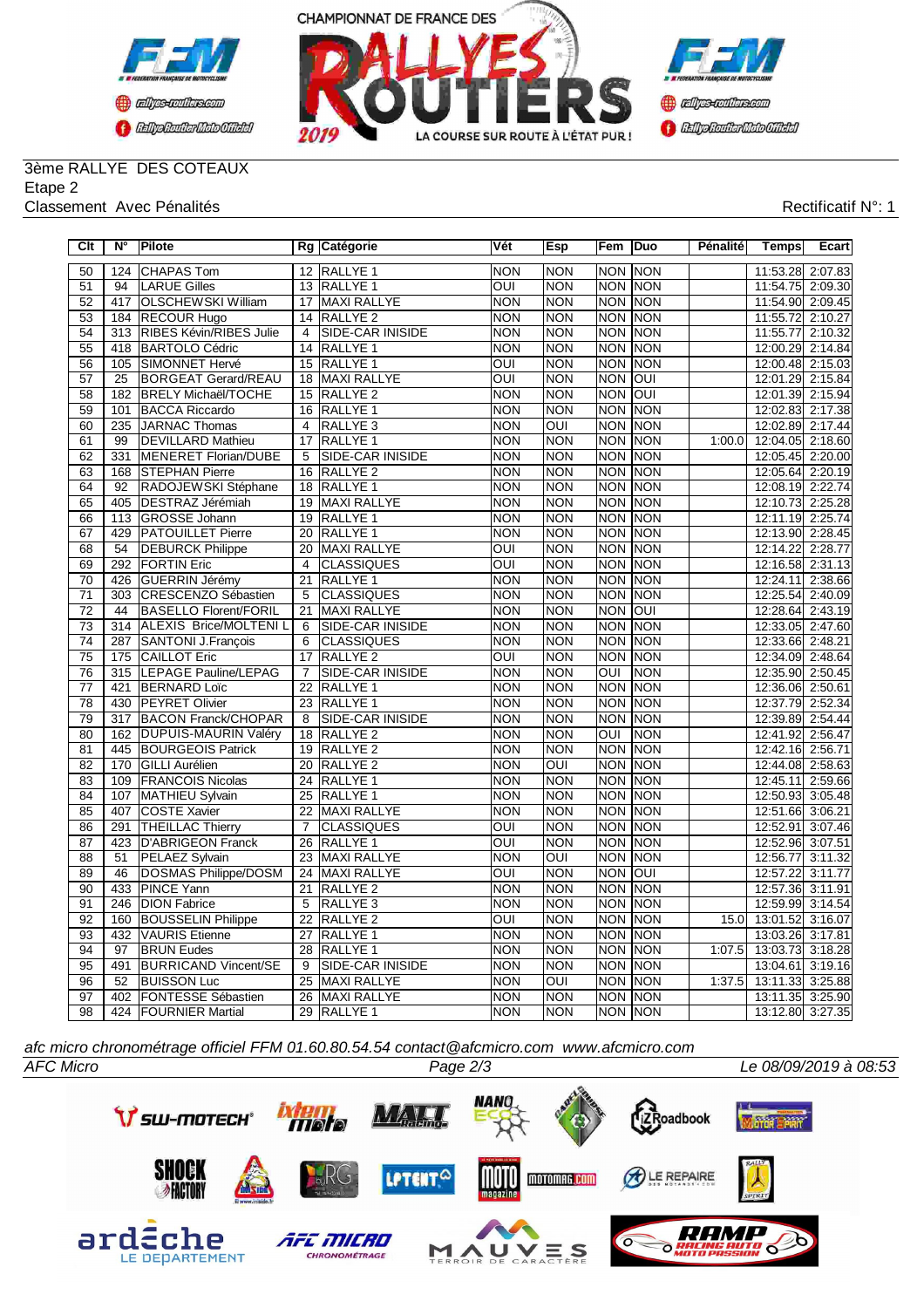3ème RALLYE DES COTEAUX
Etape 2
Classement Avec Pénalités

Rectificatif N°: 1

| Clt | N° | Pilote | Rg | Catégorie | Vét | Esp | Fem | Duo | Pénalité | Temps | Ecart |
|---|---|---|---|---|---|---|---|---|---|---|---|
| 50 | 124 | CHAPAS Tom | 12 | RALLYE 1 | NON | NON | NON | NON | | 11:53.28 | 2:07.83 |
| 51 | 94 | LARUE Gilles | 13 | RALLYE 1 | OUI | NON | NON | NON | | 11:54.75 | 2:09.30 |
| 52 | 417 | OLSCHEWSKI William | 17 | MAXI RALLYE | NON | NON | NON | NON | | 11:54.90 | 2:09.45 |
| 53 | 184 | RECOUR Hugo | 14 | RALLYE 2 | NON | NON | NON | NON | | 11:55.72 | 2:10.27 |
| 54 | 313 | RIBES Kévin/RIBES Julie | 4 | SIDE-CAR INISIDE | NON | NON | NON | NON | | 11:55.77 | 2:10.32 |
| 55 | 418 | BARTOLO Cédric | 14 | RALLYE 1 | NON | NON | NON | NON | | 12:00.29 | 2:14.84 |
| 56 | 105 | SIMONNET Hervé | 15 | RALLYE 1 | OUI | NON | NON | NON | | 12:00.48 | 2:15.03 |
| 57 | 25 | BORGEAT Gerard/REAU | 18 | MAXI RALLYE | OUI | NON | NON | OUI | | 12:01.29 | 2:15.84 |
| 58 | 182 | BRELY Michaël/TOCHE | 15 | RALLYE 2 | NON | NON | NON | OUI | | 12:01.39 | 2:15.94 |
| 59 | 101 | BACCA Riccardo | 16 | RALLYE 1 | NON | NON | NON | NON | | 12:02.83 | 2:17.38 |
| 60 | 235 | JARNAC Thomas | 4 | RALLYE 3 | NON | OUI | NON | NON | | 12:02.89 | 2:17.44 |
| 61 | 99 | DEVILLARD Mathieu | 17 | RALLYE 1 | NON | NON | NON | NON | 1:00.0 | 12:04.05 | 2:18.60 |
| 62 | 331 | MENERET Florian/DUBE | 5 | SIDE-CAR INISIDE | NON | NON | NON | NON | | 12:05.45 | 2:20.00 |
| 63 | 168 | STEPHAN Pierre | 16 | RALLYE 2 | NON | NON | NON | NON | | 12:05.64 | 2:20.19 |
| 64 | 92 | RADOJEWSKI Stéphane | 18 | RALLYE 1 | NON | NON | NON | NON | | 12:08.19 | 2:22.74 |
| 65 | 405 | DESTRAZ Jérémiah | 19 | MAXI RALLYE | NON | NON | NON | NON | | 12:10.73 | 2:25.28 |
| 66 | 113 | GROSSE Johann | 19 | RALLYE 1 | NON | NON | NON | NON | | 12:11.19 | 2:25.74 |
| 67 | 429 | PATOUILLET Pierre | 20 | RALLYE 1 | NON | NON | NON | NON | | 12:13.90 | 2:28.45 |
| 68 | 54 | DEBURCK Philippe | 20 | MAXI RALLYE | OUI | NON | NON | NON | | 12:14.22 | 2:28.77 |
| 69 | 292 | FORTIN Eric | 4 | CLASSIQUES | OUI | NON | NON | NON | | 12:16.58 | 2:31.13 |
| 70 | 426 | GUERRIN Jérémy | 21 | RALLYE 1 | NON | NON | NON | NON | | 12:24.11 | 2:38.66 |
| 71 | 303 | CRESCENZO Sébastien | 5 | CLASSIQUES | NON | NON | NON | NON | | 12:25.54 | 2:40.09 |
| 72 | 44 | BASELLO Florent/FORIL | 21 | MAXI RALLYE | NON | NON | NON | OUI | | 12:28.64 | 2:43.19 |
| 73 | 314 | ALEXIS Brice/MOLTENI L | 6 | SIDE-CAR INISIDE | NON | NON | NON | NON | | 12:33.05 | 2:47.60 |
| 74 | 287 | SANTONI J.François | 6 | CLASSIQUES | NON | NON | NON | NON | | 12:33.66 | 2:48.21 |
| 75 | 175 | CAILLOT Eric | 17 | RALLYE 2 | OUI | NON | NON | NON | | 12:34.09 | 2:48.64 |
| 76 | 315 | LEPAGE Pauline/LEPAG | 7 | SIDE-CAR INISIDE | NON | NON | OUI | NON | | 12:35.90 | 2:50.45 |
| 77 | 421 | BERNARD Loïc | 22 | RALLYE 1 | NON | NON | NON | NON | | 12:36.06 | 2:50.61 |
| 78 | 430 | PEYRET Olivier | 23 | RALLYE 1 | NON | NON | NON | NON | | 12:37.79 | 2:52.34 |
| 79 | 317 | BACON Franck/CHOPAR | 8 | SIDE-CAR INISIDE | NON | NON | NON | NON | | 12:39.89 | 2:54.44 |
| 80 | 162 | DUPUIS-MAURIN Valéry | 18 | RALLYE 2 | NON | NON | OUI | NON | | 12:41.92 | 2:56.47 |
| 81 | 445 | BOURGEOIS Patrick | 19 | RALLYE 2 | NON | NON | NON | NON | | 12:42.16 | 2:56.71 |
| 82 | 170 | GILLI Aurélien | 20 | RALLYE 2 | NON | OUI | NON | NON | | 12:44.08 | 2:58.63 |
| 83 | 109 | FRANCOIS Nicolas | 24 | RALLYE 1 | NON | NON | NON | NON | | 12:45.11 | 2:59.66 |
| 84 | 107 | MATHIEU Sylvain | 25 | RALLYE 1 | NON | NON | NON | NON | | 12:50.93 | 3:05.48 |
| 85 | 407 | COSTE Xavier | 22 | MAXI RALLYE | NON | NON | NON | NON | | 12:51.66 | 3:06.21 |
| 86 | 291 | THEILLAC Thierry | 7 | CLASSIQUES | OUI | NON | NON | NON | | 12:52.91 | 3:07.46 |
| 87 | 423 | D'ABRIGEON Franck | 26 | RALLYE 1 | OUI | NON | NON | NON | | 12:52.96 | 3:07.51 |
| 88 | 51 | PELAEZ Sylvain | 23 | MAXI RALLYE | NON | OUI | NON | NON | | 12:56.77 | 3:11.32 |
| 89 | 46 | DOSMAS Philippe/DOSM | 24 | MAXI RALLYE | OUI | NON | NON | OUI | | 12:57.22 | 3:11.77 |
| 90 | 433 | PINCE Yann | 21 | RALLYE 2 | NON | NON | NON | NON | | 12:57.36 | 3:11.91 |
| 91 | 246 | DION Fabrice | 5 | RALLYE 3 | NON | NON | NON | NON | | 12:59.99 | 3:14.54 |
| 92 | 160 | BOUSSELIN Philippe | 22 | RALLYE 2 | OUI | NON | NON | NON | 15.0 | 13:01.52 | 3:16.07 |
| 93 | 432 | VAURIS Etienne | 27 | RALLYE 1 | NON | NON | NON | NON | | 13:03.26 | 3:17.81 |
| 94 | 97 | BRUN Eudes | 28 | RALLYE 1 | NON | NON | NON | NON | 1:07.5 | 13:03.73 | 3:18.28 |
| 95 | 491 | BURRICAND Vincent/SE | 9 | SIDE-CAR INISIDE | NON | NON | NON | NON | | 13:04.61 | 3:19.16 |
| 96 | 52 | BUISSON Luc | 25 | MAXI RALLYE | NON | OUI | NON | NON | 1:37.5 | 13:11.33 | 3:25.88 |
| 97 | 402 | FONTESSE Sébastien | 26 | MAXI RALLYE | NON | NON | NON | NON | | 13:11.35 | 3:25.90 |
| 98 | 424 | FOURNIER Martial | 29 | RALLYE 1 | NON | NON | NON | NON | | 13:12.80 | 3:27.35 |

*afc micro chronométrage officiel FFM 01.60.80.54.54 contact@afcmicro.com www.afcmicro.com*

*AFC Micro* Le 08/09/2019 à 08:53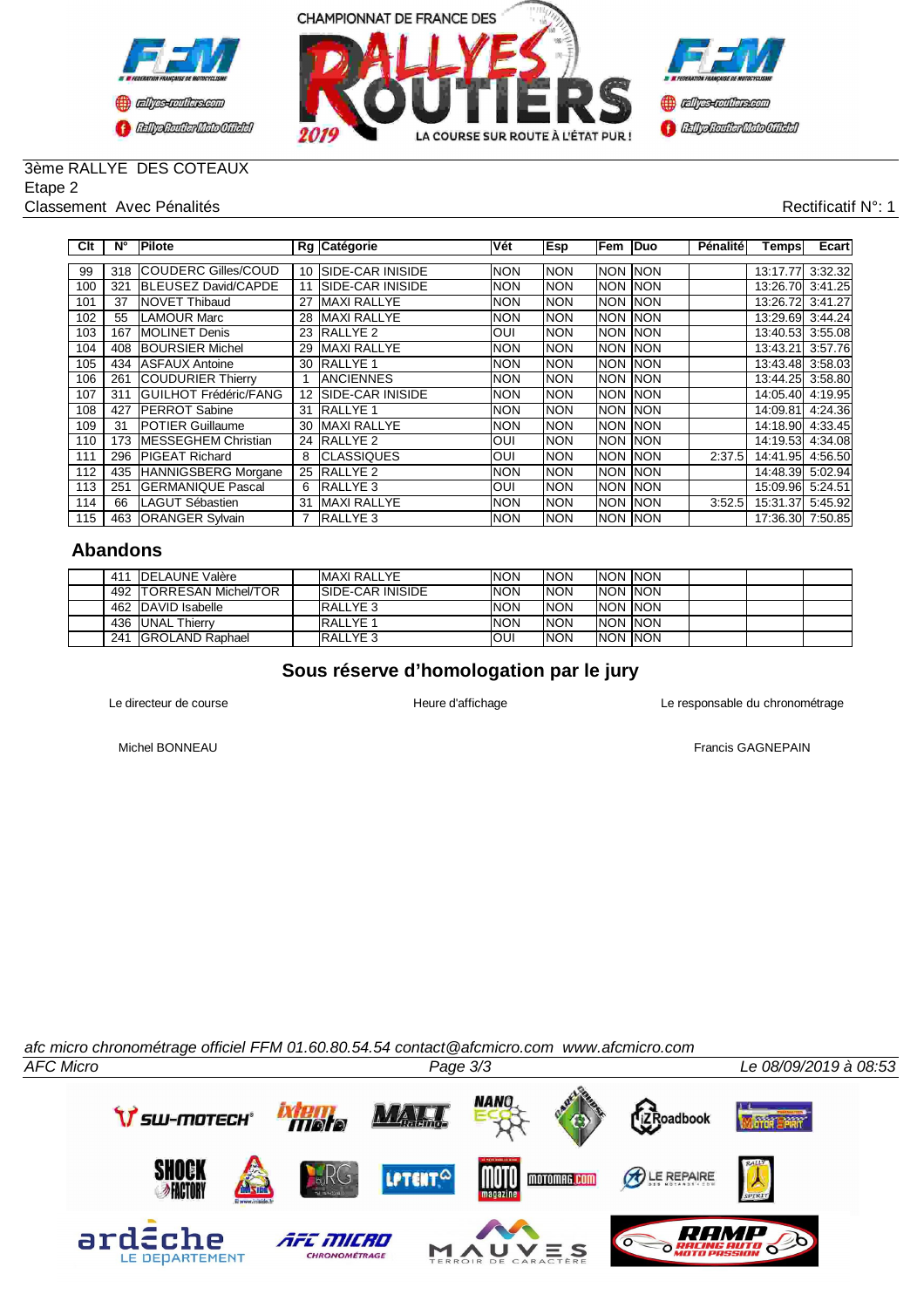3ème RALLYE DES COTEAUX
Etape 2
Classement Avec Pénalités

Rectificatif N°: 1

| Clt | N° | Pilote | Rg | Catégorie | Vét | Esp | Fem | Duo | Pénalité | Temps | Ecart |
|---|---|---|---|---|---|---|---|---|---|---|---|
| 99 | 318 | COUDERC Gilles/COUD | 10 | SIDE-CAR INISIDE | NON | NON | NON | NON | | 13:17.77 | 3:32.32 |
| 100 | 321 | BLEUSEZ David/CAPDE | 11 | SIDE-CAR INISIDE | NON | NON | NON | NON | | 13:26.70 | 3:41.25 |
| 101 | 37 | NOVET Thibaud | 27 | MAXI RALLYE | NON | NON | NON | NON | | 13:26.72 | 3:41.27 |
| 102 | 55 | LAMOUR Marc | 28 | MAXI RALLYE | NON | NON | NON | NON | | 13:29.69 | 3:44.24 |
| 103 | 167 | MOLINET Denis | 23 | RALLYE 2 | OUI | NON | NON | NON | | 13:40.53 | 3:55.08 |
| 104 | 408 | BOURSIER Michel | 29 | MAXI RALLYE | NON | NON | NON | NON | | 13:43.21 | 3:57.76 |
| 105 | 434 | ASFAUX Antoine | 30 | RALLYE 1 | NON | NON | NON | NON | | 13:43.48 | 3:58.03 |
| 106 | 261 | COUDURIER Thierry | 1 | ANCIENNES | NON | NON | NON | NON | | 13:44.25 | 3:58.80 |
| 107 | 311 | GUILHOT Frédéric/FANG | 12 | SIDE-CAR INISIDE | NON | NON | NON | NON | | 14:05.40 | 4:19.95 |
| 108 | 427 | PERROT Sabine | 31 | RALLYE 1 | NON | NON | NON | NON | | 14:09.81 | 4:24.36 |
| 109 | 31 | POTIER Guillaume | 30 | MAXI RALLYE | NON | NON | NON | NON | | 14:18.90 | 4:33.45 |
| 110 | 173 | MESSEGHEM Christian | 24 | RALLYE 2 | OUI | NON | NON | NON | | 14:19.53 | 4:34.08 |
| 111 | 296 | PIGEAT Richard | 8 | CLASSIQUES | OUI | NON | NON | NON | 2:37.5 | 14:41.95 | 4:56.50 |
| 112 | 435 | HANNIGSBERG Morgane | 25 | RALLYE 2 | NON | NON | NON | NON | | 14:48.39 | 5:02.94 |
| 113 | 251 | GERMANIQUE Pascal | 6 | RALLYE 3 | OUI | NON | NON | NON | | 15:09.96 | 5:24.51 |
| 114 | 66 | LAGUT Sébastien | 31 | MAXI RALLYE | NON | NON | NON | NON | 3:52.5 | 15:31.37 | 5:45.92 |
| 115 | 463 | ORANGER Sylvain | 7 | RALLYE 3 | NON | NON | NON | NON | | 17:36.30 | 7:50.85 |

## Abandons

| | | | | | | | | | | | |
|---|---|---|---|---|---|---|---|---|---|---|---|
| | 411 | DELAUNE Valère | | MAXI RALLYE | NON | NON | NON | NON | | | |
| | 492 | TORRESAN Michel/TOR | | SIDE-CAR INISIDE | NON | NON | NON | NON | | | |
| | 462 | DAVID Isabelle | | RALLYE 3 | NON | NON | NON | NON | | | |
| | 436 | UNAL Thierry | | RALLYE 1 | NON | NON | NON | NON | | | |
| | 241 | GROLAND Raphael | | RALLYE 3 | OUI | NON | NON | NON | | | |

## Sous réserve d'homologation par le jury

Le directeur de course — Heure d'affichage — Le responsable du chronométrage

Michel BONNEAU — Francis GAGNEPAIN

*afc micro chronométrage officiel FFM 01.60.80.54.54 contact@afcmicro.com www.afcmicro.com*

*AFC Micro* — *Le 08/09/2019 à 08:53*